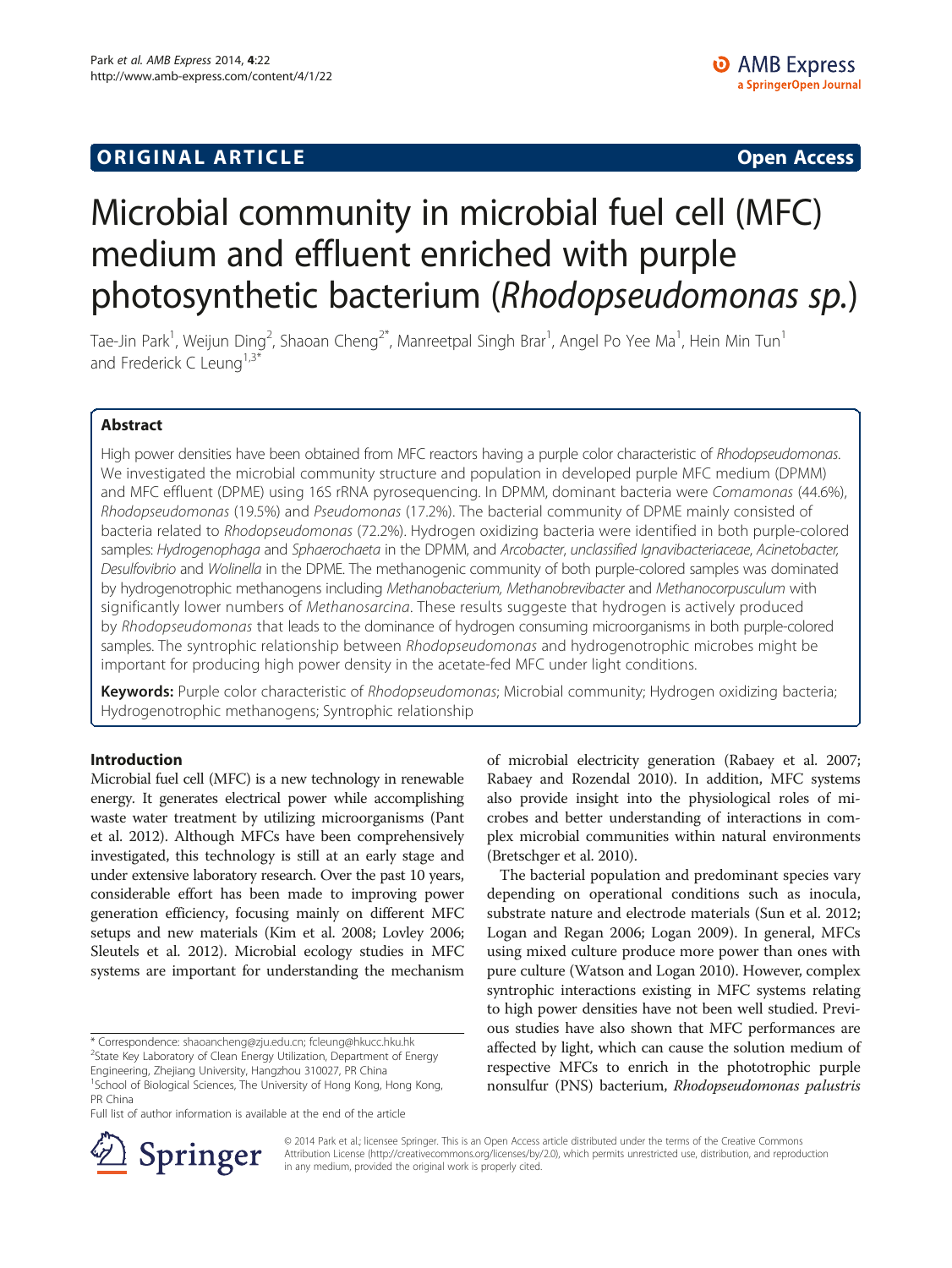ORIGINAL ARTICLE Open Access

# Microbial community in microbial fuel cell (MFC) medium and effluent enriched with purple photosynthetic bacterium (*Rhodopseudomonas sp.*)

Tae-Jin Park[1], Weijun Ding[2], Shaoan Cheng[2*], Manreetpal Singh Brar[1], Angel Po Yee Ma[1], Hein Min Tun[1] and Frederick C Leung[1,3*]

## Abstract

High power densities have been obtained from MFC reactors having a purple color characteristic of *Rhodopseudomonas*. We investigated the microbial community structure and population in developed purple MFC medium (DPMM) and MFC effluent (DPME) using 16S rRNA pyrosequencing. In DPMM, dominant bacteria were *Comamonas* (44.6%), *Rhodopseudomonas* (19.5%) and *Pseudomonas* (17.2%). The bacterial community of DPME mainly consisted of bacteria related to *Rhodopseudomonas* (72.2%). Hydrogen oxidizing bacteria were identified in both purple-colored samples: *Hydrogenophaga* and *Sphaerochaeta* in the DPMM, and *Arcobacter*, *unclassified Ignavibacteriaceae*, *Acinetobacter*, *Desulfovibrio* and *Wolinella* in the DPME. The methanogenic community of both purple-colored samples was dominated by hydrogenotrophic methanogens including *Methanobacterium, Methanobrevibacter* and *Methanocorpusculum* with significantly lower numbers of *Methanosarcina*. These results suggeste that hydrogen is actively produced by *Rhodopseudomonas* that leads to the dominance of hydrogen consuming microorganisms in both purple-colored samples. The syntrophic relationship between *Rhodopseudomonas* and hydrogenotrophic microbes might be important for producing high power density in the acetate-fed MFC under light conditions.

**Keywords:** Purple color characteristic of *Rhodopseudomonas*; Microbial community; Hydrogen oxidizing bacteria; Hydrogenotrophic methanogens; Syntrophic relationship

## Introduction

Microbial fuel cell (MFC) is a new technology in renewable energy. It generates electrical power while accomplishing waste water treatment by utilizing microorganisms (Pant et al. 2012). Although MFCs have been comprehensively investigated, this technology is still at an early stage and under extensive laboratory research. Over the past 10 years, considerable effort has been made to improving power generation efficiency, focusing mainly on different MFC setups and new materials (Kim et al. 2008; Lovley 2006; Sleutels et al. 2012). Microbial ecology studies in MFC systems are important for understanding the mechanism of microbial electricity generation (Rabaey et al. 2007; Rabaey and Rozendal 2010). In addition, MFC systems also provide insight into the physiological roles of microbes and better understanding of interactions in complex microbial communities within natural environments (Bretschger et al. 2010).

The bacterial population and predominant species vary depending on operational conditions such as inocula, substrate nature and electrode materials (Sun et al. 2012; Logan and Regan 2006; Logan 2009). In general, MFCs using mixed culture produce more power than ones with pure culture (Watson and Logan 2010). However, complex syntrophic interactions existing in MFC systems relating to high power densities have not been well studied. Previous studies have also shown that MFC performances are affected by light, which can cause the solution medium of respective MFCs to enrich in the phototrophic purple nonsulfur (PNS) bacterium, *Rhodopseudomonas palustris*

\* Correspondence: shaoancheng@zju.edu.cn; fcleung@hkucc.hku.hk
[2]State Key Laboratory of Clean Energy Utilization, Department of Energy Engineering, Zhejiang University, Hangzhou 310027, PR China
[1]School of Biological Sciences, The University of Hong Kong, Hong Kong, PR China
Full list of author information is available at the end of the article

© 2014 Park et al.; licensee Springer. This is an Open Access article distributed under the terms of the Creative Commons Attribution License (http://creativecommons.org/licenses/by/2.0), which permits unrestricted use, distribution, and reproduction in any medium, provided the original work is properly cited.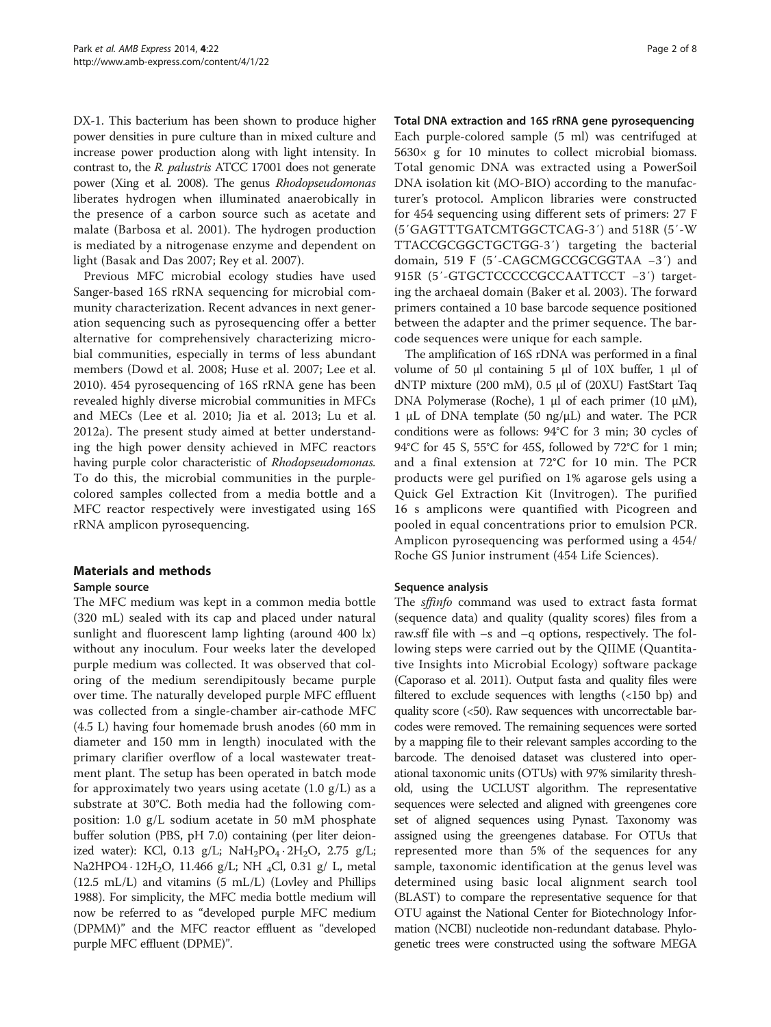DX-1. This bacterium has been shown to produce higher power densities in pure culture than in mixed culture and increase power production along with light intensity. In contrast to, the *R. palustris* ATCC 17001 does not generate power (Xing et al. 2008). The genus *Rhodopseudomonas* liberates hydrogen when illuminated anaerobically in the presence of a carbon source such as acetate and malate (Barbosa et al. 2001). The hydrogen production is mediated by a nitrogenase enzyme and dependent on light (Basak and Das 2007; Rey et al. 2007).

Previous MFC microbial ecology studies have used Sanger-based 16S rRNA sequencing for microbial community characterization. Recent advances in next generation sequencing such as pyrosequencing offer a better alternative for comprehensively characterizing microbial communities, especially in terms of less abundant members (Dowd et al. 2008; Huse et al. 2007; Lee et al. 2010). 454 pyrosequencing of 16S rRNA gene has been revealed highly diverse microbial communities in MFCs and MECs (Lee et al. 2010; Jia et al. 2013; Lu et al. 2012a). The present study aimed at better understanding the high power density achieved in MFC reactors having purple color characteristic of *Rhodopseudomonas*. To do this, the microbial communities in the purple-colored samples collected from a media bottle and a MFC reactor respectively were investigated using 16S rRNA amplicon pyrosequencing.

## Materials and methods

### Sample source

The MFC medium was kept in a common media bottle (320 mL) sealed with its cap and placed under natural sunlight and fluorescent lamp lighting (around 400 lx) without any inoculum. Four weeks later the developed purple medium was collected. It was observed that coloring of the medium serendipitously became purple over time. The naturally developed purple MFC effluent was collected from a single-chamber air-cathode MFC (4.5 L) having four homemade brush anodes (60 mm in diameter and 150 mm in length) inoculated with the primary clarifier overflow of a local wastewater treatment plant. The setup has been operated in batch mode for approximately two years using acetate (1.0 g/L) as a substrate at 30°C. Both media had the following composition: 1.0 g/L sodium acetate in 50 mM phosphate buffer solution (PBS, pH 7.0) containing (per liter deionized water): KCl, 0.13 g/L; $NaH_2PO_4 \cdot 2H_2O$, 2.75 g/L; $Na2HPO4 \cdot 12H_2O$, 11.466 g/L; $NH_4Cl$, 0.31 g/ L, metal (12.5 mL/L) and vitamins (5 mL/L) (Lovley and Phillips 1988). For simplicity, the MFC media bottle medium will now be referred to as "developed purple MFC medium (DPMM)" and the MFC reactor effluent as "developed purple MFC effluent (DPME)".

### Total DNA extraction and 16S rRNA gene pyrosequencing

Each purple-colored sample (5 ml) was centrifuged at 5630× g for 10 minutes to collect microbial biomass. Total genomic DNA was extracted using a PowerSoil DNA isolation kit (MO-BIO) according to the manufacturer's protocol. Amplicon libraries were constructed for 454 sequencing using different sets of primers: 27 F (5′GAGTTTGATCMTGGCTCAG-3′) and 518R (5′-W TTACCGCGGCTGCTGG-3′) targeting the bacterial domain, 519 F (5′-CAGCMGCCGCGGTAA –3′) and 915R (5′-GTGCTCCCCCGCCAATTCCT –3′) targeting the archaeal domain (Baker et al. 2003). The forward primers contained a 10 base barcode sequence positioned between the adapter and the primer sequence. The barcode sequences were unique for each sample.

The amplification of 16S rDNA was performed in a final volume of 50 μl containing 5 μl of 10X buffer, 1 μl of dNTP mixture (200 mM), 0.5 μl of (20XU) FastStart Taq DNA Polymerase (Roche), 1 μl of each primer (10 μM), 1 μL of DNA template (50 ng/μL) and water. The PCR conditions were as follows: 94°C for 3 min; 30 cycles of 94°C for 45 S, 55°C for 45S, followed by 72°C for 1 min; and a final extension at 72°C for 10 min. The PCR products were gel purified on 1% agarose gels using a Quick Gel Extraction Kit (Invitrogen). The purified 16 s amplicons were quantified with Picogreen and pooled in equal concentrations prior to emulsion PCR. Amplicon pyrosequencing was performed using a 454/ Roche GS Junior instrument (454 Life Sciences).

### Sequence analysis

The *sffinfo* command was used to extract fasta format (sequence data) and quality (quality scores) files from a raw.sff file with –s and –q options, respectively. The following steps were carried out by the QIIME (Quantitative Insights into Microbial Ecology) software package (Caporaso et al. 2011). Output fasta and quality files were filtered to exclude sequences with lengths (<150 bp) and quality score (<50). Raw sequences with uncorrectable barcodes were removed. The remaining sequences were sorted by a mapping file to their relevant samples according to the barcode. The denoised dataset was clustered into operational taxonomic units (OTUs) with 97% similarity threshold, using the UCLUST algorithm. The representative sequences were selected and aligned with greengenes core set of aligned sequences using Pynast. Taxonomy was assigned using the greengenes database. For OTUs that represented more than 5% of the sequences for any sample, taxonomic identification at the genus level was determined using basic local alignment search tool (BLAST) to compare the representative sequence for that OTU against the National Center for Biotechnology Information (NCBI) nucleotide non-redundant database. Phylogenetic trees were constructed using the software MEGA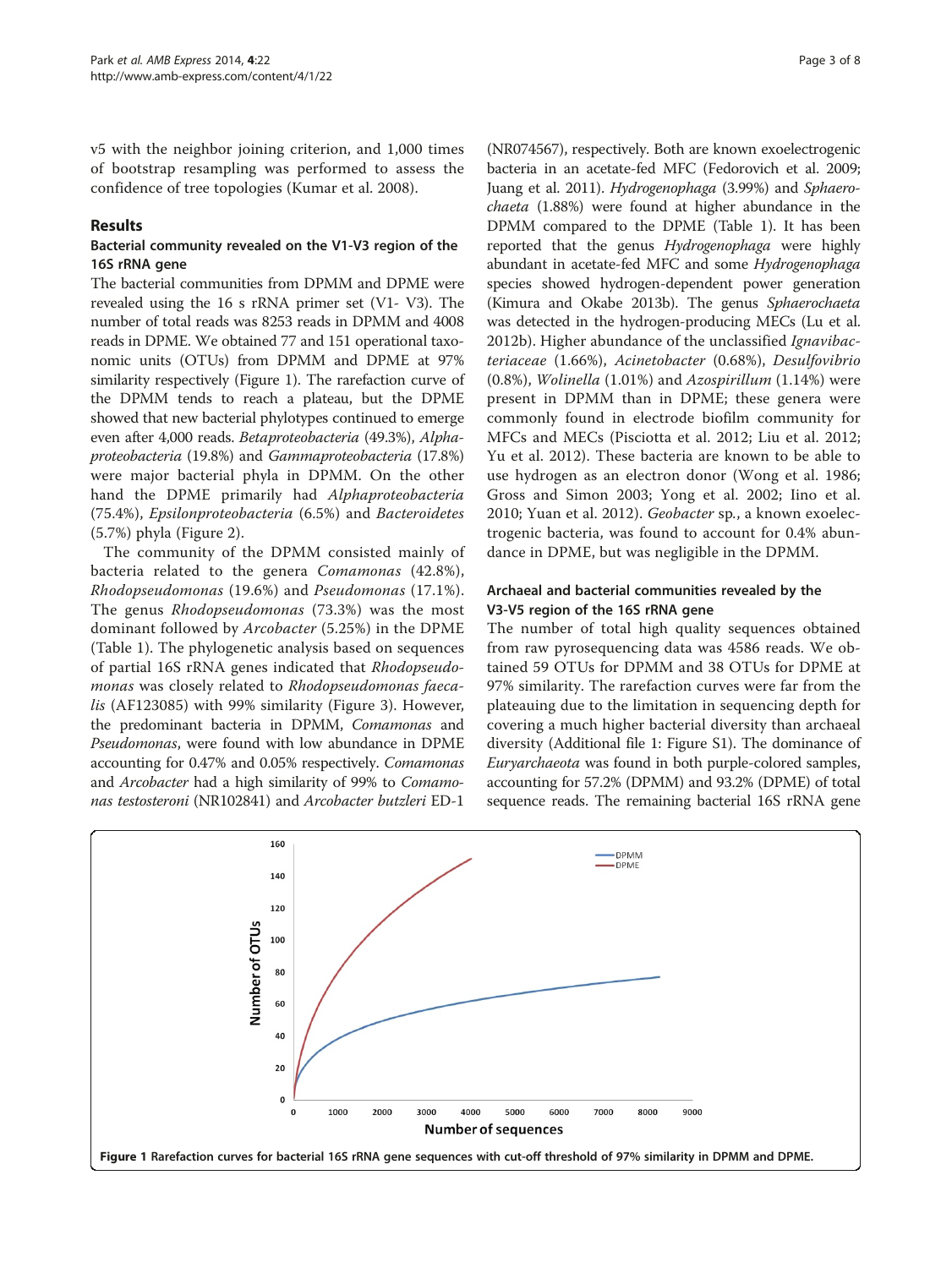v5 with the neighbor joining criterion, and 1,000 times of bootstrap resampling was performed to assess the confidence of tree topologies (Kumar et al. 2008).

## Results

### Bacterial community revealed on the V1-V3 region of the 16S rRNA gene

The bacterial communities from DPMM and DPME were revealed using the 16 s rRNA primer set (V1- V3). The number of total reads was 8253 reads in DPMM and 4008 reads in DPME. We obtained 77 and 151 operational taxonomic units (OTUs) from DPMM and DPME at 97% similarity respectively (Figure 1). The rarefaction curve of the DPMM tends to reach a plateau, but the DPME showed that new bacterial phylotypes continued to emerge even after 4,000 reads. *Betaproteobacteria* (49.3%), *Alphaproteobacteria* (19.8%) and *Gammaproteobacteria* (17.8%) were major bacterial phyla in DPMM. On the other hand the DPME primarily had *Alphaproteobacteria* (75.4%), *Epsilonproteobacteria* (6.5%) and *Bacteroidetes* (5.7%) phyla (Figure 2).

The community of the DPMM consisted mainly of bacteria related to the genera *Comamonas* (42.8%), *Rhodopseudomonas* (19.6%) and *Pseudomonas* (17.1%). The genus *Rhodopseudomonas* (73.3%) was the most dominant followed by *Arcobacter* (5.25%) in the DPME (Table 1). The phylogenetic analysis based on sequences of partial 16S rRNA genes indicated that *Rhodopseudomonas* was closely related to *Rhodopseudomonas faecalis* (AF123085) with 99% similarity (Figure 3). However, the predominant bacteria in DPMM, *Comamonas* and *Pseudomonas*, were found with low abundance in DPME accounting for 0.47% and 0.05% respectively. *Comamonas* and *Arcobacter* had a high similarity of 99% to *Comamonas testosteroni* (NR102841) and *Arcobacter butzleri* ED-1 (NR074567), respectively. Both are known exoelectrogenic bacteria in an acetate-fed MFC (Fedorovich et al. 2009; Juang et al. 2011). *Hydrogenophaga* (3.99%) and *Sphaerochaeta* (1.88%) were found at higher abundance in the DPMM compared to the DPME (Table 1). It has been reported that the genus *Hydrogenophaga* were highly abundant in acetate-fed MFC and some *Hydrogenophaga* species showed hydrogen-dependent power generation (Kimura and Okabe 2013b). The genus *Sphaerochaeta* was detected in the hydrogen-producing MECs (Lu et al. 2012b). Higher abundance of the unclassified *Ignavibacteriaceae* (1.66%), *Acinetobacter* (0.68%), *Desulfovibrio* (0.8%), *Wolinella* (1.01%) and *Azospirillum* (1.14%) were present in DPMM than in DPME; these genera were commonly found in electrode biofilm community for MFCs and MECs (Pisciotta et al. 2012; Liu et al. 2012; Yu et al. 2012). These bacteria are known to be able to use hydrogen as an electron donor (Wong et al. 1986; Gross and Simon 2003; Yong et al. 2002; Iino et al. 2010; Yuan et al. 2012). *Geobacter* sp., a known exoelectrogenic bacteria, was found to account for 0.4% abundance in DPME, but was negligible in the DPMM.

### Archaeal and bacterial communities revealed by the V3-V5 region of the 16S rRNA gene

The number of total high quality sequences obtained from raw pyrosequencing data was 4586 reads. We obtained 59 OTUs for DPMM and 38 OTUs for DPME at 97% similarity. The rarefaction curves were far from the plateauing due to the limitation in sequencing depth for covering a much higher bacterial diversity than archaeal diversity (Additional file 1: Figure S1). The dominance of *Euryarchaeota* was found in both purple-colored samples, accounting for 57.2% (DPMM) and 93.2% (DPME) of total sequence reads. The remaining bacterial 16S rRNA gene

**Figure 1** Rarefaction curves for bacterial 16S rRNA gene sequences with cut-off threshold of 97% similarity in DPMM and DPME.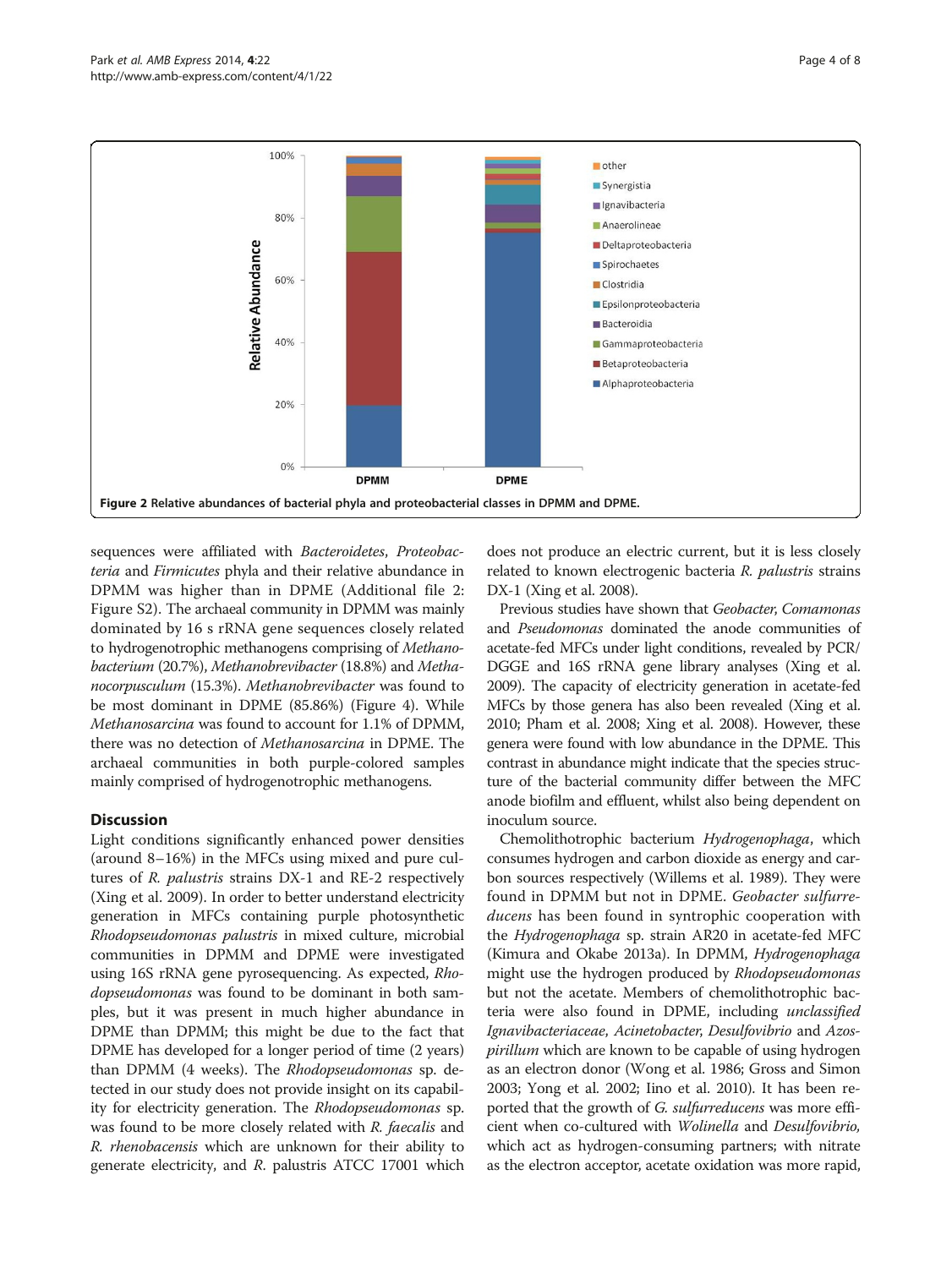Figure 2 Relative abundances of bacterial phyla and proteobacterial classes in DPMM and DPME.

sequences were affiliated with *Bacteroidetes*, *Proteobacteria* and *Firmicutes* phyla and their relative abundance in DPMM was higher than in DPME (Additional file 2: Figure S2). The archaeal community in DPMM was mainly dominated by 16 s rRNA gene sequences closely related to hydrogenotrophic methanogens comprising of *Methanobacterium* (20.7%), *Methanobrevibacter* (18.8%) and *Methanocorpusculum* (15.3%). *Methanobrevibacter* was found to be most dominant in DPME (85.86%) (Figure 4). While *Methanosarcina* was found to account for 1.1% of DPMM, there was no detection of *Methanosarcina* in DPME. The archaeal communities in both purple-colored samples mainly comprised of hydrogenotrophic methanogens.

## Discussion

Light conditions significantly enhanced power densities (around 8–16%) in the MFCs using mixed and pure cultures of *R. palustris* strains DX-1 and RE-2 respectively (Xing et al. 2009). In order to better understand electricity generation in MFCs containing purple photosynthetic *Rhodopseudomonas palustris* in mixed culture, microbial communities in DPMM and DPME were investigated using 16S rRNA gene pyrosequencing. As expected, *Rhodopseudomonas* was found to be dominant in both samples, but it was present in much higher abundance in DPME than DPMM; this might be due to the fact that DPME has developed for a longer period of time (2 years) than DPMM (4 weeks). The *Rhodopseudomonas* sp. detected in our study does not provide insight on its capability for electricity generation. The *Rhodopseudomonas* sp. was found to be more closely related with *R. faecalis* and *R. rhenobacensis* which are unknown for their ability to generate electricity, and *R.* palustris ATCC 17001 which does not produce an electric current, but it is less closely related to known electrogenic bacteria *R. palustris* strains DX-1 (Xing et al. 2008).

Previous studies have shown that *Geobacter*, *Comamonas* and *Pseudomonas* dominated the anode communities of acetate-fed MFCs under light conditions, revealed by PCR/DGGE and 16S rRNA gene library analyses (Xing et al. 2009). The capacity of electricity generation in acetate-fed MFCs by those genera has also been revealed (Xing et al. 2010; Pham et al. 2008; Xing et al. 2008). However, these genera were found with low abundance in the DPME. This contrast in abundance might indicate that the species structure of the bacterial community differ between the MFC anode biofilm and effluent, whilst also being dependent on inoculum source.

Chemolithotrophic bacterium *Hydrogenophaga*, which consumes hydrogen and carbon dioxide as energy and carbon sources respectively (Willems et al. 1989). They were found in DPMM but not in DPME. *Geobacter sulfurreducens* has been found in syntrophic cooperation with the *Hydrogenophaga* sp. strain AR20 in acetate-fed MFC (Kimura and Okabe 2013a). In DPMM, *Hydrogenophaga* might use the hydrogen produced by *Rhodopseudomonas* but not the acetate. Members of chemolithotrophic bacteria were also found in DPME, including *unclassified Ignavibacteriaceae*, *Acinetobacter*, *Desulfovibrio* and *Azospirillum* which are known to be capable of using hydrogen as an electron donor (Wong et al. 1986; Gross and Simon 2003; Yong et al. 2002; Iino et al. 2010). It has been reported that the growth of *G. sulfurreducens* was more efficient when co-cultured with *Wolinella* and *Desulfovibrio,* which act as hydrogen-consuming partners; with nitrate as the electron acceptor, acetate oxidation was more rapid,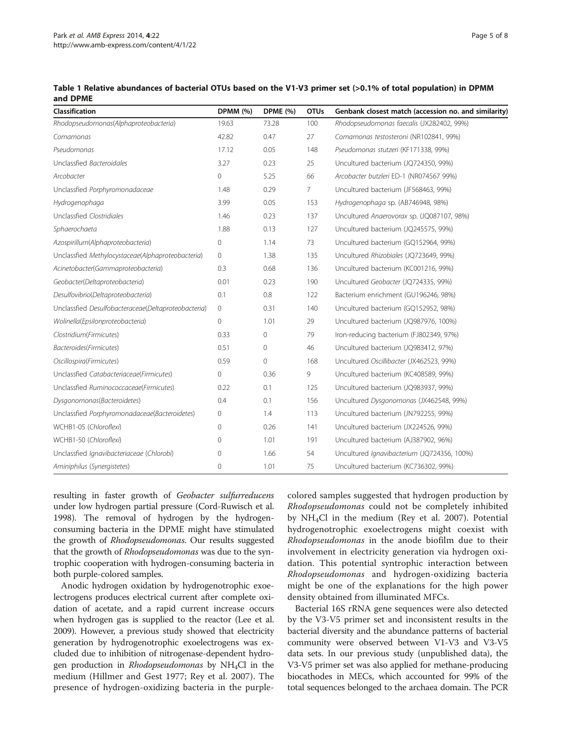**Table 1 Relative abundances of bacterial OTUs based on the V1-V3 primer set (>0.1% of total population) in DPMM and DPME**

| Classification | DPMM (%) | DPME (%) | OTUs | Genbank closest match (accession no. and similarity) |
|---|---|---|---|---|
| *Rhodopseudomonas*(*Alphaproteobacteria*) | 19.63 | 73.28 | 100 | *Rhodopseudomonas faecalis* (JX282402, 99%) |
| *Comamonas* | 42.82 | 0.47 | 27 | *Comamonas testosteroni* (NR102841, 99%) |
| *Pseudomonas* | 17.12 | 0.05 | 148 | *Pseudomonas stutzeri* (KF171338, 99%) |
| Unclassfied *Bacteroidales* | 3.27 | 0.23 | 25 | Uncultured bacterium (JQ724350, 99%) |
| *Arcobacter* | 0 | 5.25 | 66 | *Arcobacter butzleri* ED-1 (NR074567 99%) |
| Unclassfied *Porphyromonadaceae* | 1.48 | 0.29 | 7 | Uncultured bacterium (JF568463, 99%) |
| *Hydrogenophaga* | 3.99 | 0.05 | 153 | *Hydrogenophaga* sp. (AB746948, 98%) |
| Unclassfied *Clostridiales* | 1.46 | 0.23 | 137 | Uncultured *Anaerovorax* sp. (JQ087107, 98%) |
| *Sphaerochaeta* | 1.88 | 0.13 | 127 | Uncultured bacterium (JQ245575, 99%) |
| *Azospirillum*(*Alphaproteobacteria*) | 0 | 1.14 | 73 | Uncultured bacterium (GQ152964, 99%) |
| Unclassfied *Methylocystaceae*(*Alphaproteobacteria*) | 0 | 1.38 | 135 | Uncultured *Rhizobiales* (JQ723649, 99%) |
| *Acinetobacter*(*Gammaproteobacteria*) | 0.3 | 0.68 | 136 | Uncultured bacterium (KC001216, 99%) |
| *Geobacter*(*Deltaproteobacteria*) | 0.01 | 0.23 | 190 | Uncultured *Geobacter* (JQ724335, 99%) |
| *Desulfovibrio*(*Deltaproteobacteria*) | 0.1 | 0.8 | 122 | Bacterium enrichment (GU196246, 98%) |
| Unclassfied *Desulfobacteraceae*(*Deltaproteobacteria*) | 0 | 0.31 | 140 | Uncultured bacterium (GQ152952, 98%) |
| *Wolinella*(*Epsilonproteobacteria*) | 0 | 1.01 | 29 | Uncultured bacterium (JQ987976, 100%) |
| *Clostridium*(*Firmicutes*) | 0.33 | 0 | 79 | Iron-reducing bacterium (FJ802349, 97%) |
| *Bacteroides*(*Firmicutes*) | 0.51 | 0 | 46 | Uncultured bacterium (JQ983412, 97%) |
| *Oscillospira*(*Firmicutes*) | 0.59 | 0 | 168 | Uncultured *Oscillibacter* (JX462523, 99%) |
| Unclassfied *Catabacteriaceae*(*Firmicutes*) | 0 | 0.36 | 9 | Uncultured bacterium (KC408589, 99%) |
| Unclassfied *Ruminococcaceae*(*Firmicutes*) | 0.22 | 0.1 | 125 | Uncultured bacterium (JQ983937, 99%) |
| *Dysgonomonas*(*Bacteroidetes*) | 0.4 | 0.1 | 156 | Uncultured *Dysgonomonas* (JX462548, 99%) |
| Unclassfied *Porphyromonadaceae*(*Bacteroidetes*) | 0 | 1.4 | 113 | Uncultured bacterium (JN792255, 99%) |
| WCHB1-05 (*Chloroflexi*) | 0 | 0.26 | 141 | Uncultured bacterium (JX224526, 99%) |
| WCHB1-50 (*Chloroflexi*) | 0 | 1.01 | 191 | Uncultured bacterium (AJ387902, 96%) |
| Unclassfied *Ignavibacteriaceae* (*Chlorobi*) | 0 | 1.66 | 54 | Uncultured *Ignavibacterium* (JQ724356, 100%) |
| *Aminiphilus* (*Synergistetes*) | 0 | 1.01 | 75 | Uncultured bacterium (KC736302, 99%) |

resulting in faster growth of *Geobacter sulfurreducens* under low hydrogen partial pressure (Cord-Ruwisch et al. 1998). The removal of hydrogen by the hydrogen-consuming bacteria in the DPME might have stimulated the growth of *Rhodopseudomonas*. Our results suggested that the growth of *Rhodopseudomonas* was due to the syntrophic cooperation with hydrogen-consuming bacteria in both purple-colored samples.

Anodic hydrogen oxidation by hydrogenotrophic exoelectrogens produces electrical current after complete oxidation of acetate, and a rapid current increase occurs when hydrogen gas is supplied to the reactor (Lee et al. 2009). However, a previous study showed that electricity generation by hydrogenotrophic exoelectrogens was excluded due to inhibition of nitrogenase-dependent hydrogen production in *Rhodopseudomonas* by $NH_4Cl$ in the medium (Hillmer and Gest 1977; Rey et al. 2007). The presence of hydrogen-oxidizing bacteria in the purple-colored samples suggested that hydrogen production by *Rhodopseudomonas* could not be completely inhibited by $NH_4Cl$ in the medium (Rey et al. 2007). Potential hydrogenotrophic exoelectrogens might coexist with *Rhodopseudomonas* in the anode biofilm due to their involvement in electricity generation via hydrogen oxidation. This potential syntrophic interaction between *Rhodopseudomonas* and hydrogen-oxidizing bacteria might be one of the explanations for the high power density obtained from illuminated MFCs.

Bacterial 16S rRNA gene sequences were also detected by the V3-V5 primer set and inconsistent results in the bacterial diversity and the abundance patterns of bacterial community were observed between V1-V3 and V3-V5 data sets. In our previous study (unpublished data), the V3-V5 primer set was also applied for methane-producing biocathodes in MECs, which accounted for 99% of the total sequences belonged to the archaea domain. The PCR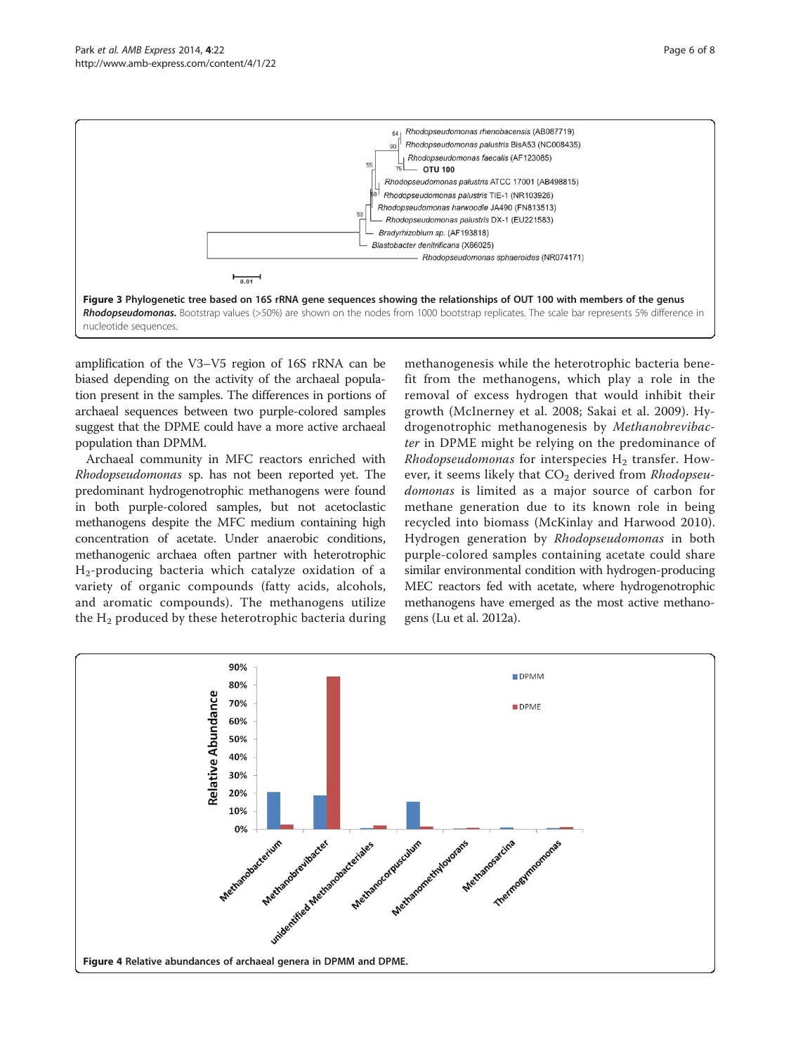**Figure 3 Phylogenetic tree based on 16S rRNA gene sequences showing the relationships of OUT 100 with members of the genus *Rhodopseudomonas*.** Bootstrap values (>50%) are shown on the nodes from 1000 bootstrap replicates. The scale bar represents 5% difference in nucleotide sequences.

amplification of the V3–V5 region of 16S rRNA can be biased depending on the activity of the archaeal population present in the samples. The differences in portions of archaeal sequences between two purple-colored samples suggest that the DPME could have a more active archaeal population than DPMM.

Archaeal community in MFC reactors enriched with *Rhodopseudomonas* sp. has not been reported yet. The predominant hydrogenotrophic methanogens were found in both purple-colored samples, but not acetoclastic methanogens despite the MFC medium containing high concentration of acetate. Under anaerobic conditions, methanogenic archaea often partner with heterotrophic $H_2$-producing bacteria which catalyze oxidation of a variety of organic compounds (fatty acids, alcohols, and aromatic compounds). The methanogens utilize the $H_2$ produced by these heterotrophic bacteria during methanogenesis while the heterotrophic bacteria benefit from the methanogens, which play a role in the removal of excess hydrogen that would inhibit their growth (McInerney et al. 2008; Sakai et al. 2009). Hydrogenotrophic methanogenesis by *Methanobrevibacter* in DPME might be relying on the predominance of *Rhodopseudomonas* for interspecies $H_2$ transfer. However, it seems likely that $CO_2$ derived from *Rhodopseudomonas* is limited as a major source of carbon for methane generation due to its known role in being recycled into biomass (McKinlay and Harwood 2010). Hydrogen generation by *Rhodopseudomonas* in both purple-colored samples containing acetate could share similar environmental condition with hydrogen-producing MEC reactors fed with acetate, where hydrogenotrophic methanogens have emerged as the most active methanogens (Lu et al. 2012a).

**Figure 4 Relative abundances of archaeal genera in DPMM and DPME.**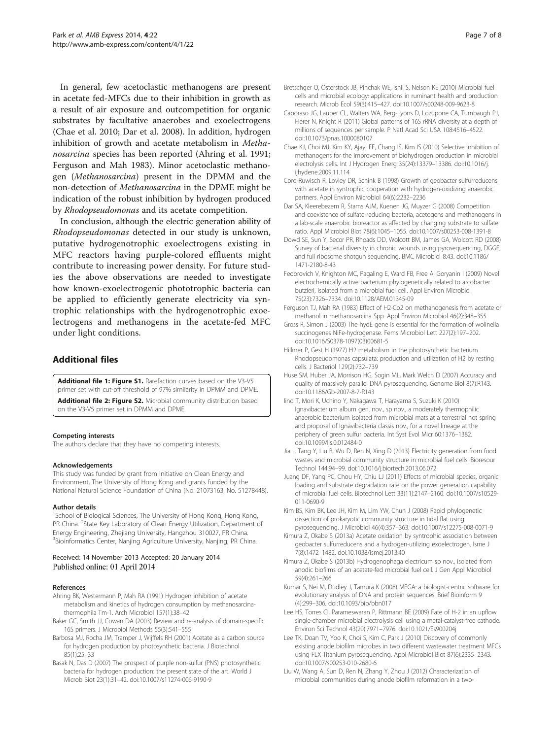In general, few acetoclastic methanogens are present in acetate fed-MFCs due to their inhibition in growth as a result of air exposure and outcompetition for organic substrates by facultative anaerobes and exoelectrogens (Chae et al. 2010; Dar et al. 2008). In addition, hydrogen inhibition of growth and acetate metabolism in *Methanosarcina* species has been reported (Ahring et al. 1991; Ferguson and Mah 1983). Minor acetoclastic methanogen (*Methanosarcina*) present in the DPMM and the non-detection of *Methanosarcina* in the DPME might be indication of the robust inhibition by hydrogen produced by *Rhodopseudomonas* and its acetate competition.

In conclusion, although the electric generation ability of *Rhodopseudomonas* detected in our study is unknown, putative hydrogenotrophic exoelectrogens existing in MFC reactors having purple-colored effluents might contribute to increasing power density. For future studies the above observations are needed to investigate how known-exoelectrogenic phototrophic bacteria can be applied to efficiently generate electricity via syntrophic relationships with the hydrogenotrophic exoelectrogens and methanogens in the acetate-fed MFC under light conditions.

## Additional files

**Additional file 1: Figure S1.** Rarefaction curves based on the V3-V5 primer set with cut-off threshold of 97% similarity in DPMM and DPME.

**Additional file 2: Figure S2.** Microbial community distribution based on the V3-V5 primer set in DPMM and DPME.

#### Competing interests

The authors declare that they have no competing interests.

#### Acknowledgements

This study was funded by grant from Initiative on Clean Energy and Environment, The University of Hong Kong and grants funded by the National Natural Science Foundation of China (No. 21073163, No. 51278448).

#### Author details

[1]School of Biological Sciences, The University of Hong Kong, Hong Kong, PR China. [2]State Key Laboratory of Clean Energy Utilization, Department of Energy Engineering, Zhejiang University, Hangzhou 310027, PR China. [3]Bioinformatics Center, Nanjing Agriculture University, Nanjing, PR China.

Received: 14 November 2013 Accepted: 20 January 2014
Published online: 01 April 2014

#### References

Ahring BK, Westermann P, Mah RA (1991) Hydrogen inhibition of acetate metabolism and kinetics of hydrogen consumption by methanosarcinathermophila Tm-1. Arch Microbiol 157(1):38–42

Baker GC, Smith JJ, Cowan DA (2003) Review and re-analysis of domain-specific 16S primers. J Microbiol Methods 55(3):541–555

Barbosa MJ, Rocha JM, Tramper J, Wijffels RH (2001) Acetate as a carbon source for hydrogen production by photosynthetic bacteria. J Biotechnol 85(1):25–33

Basak N, Das D (2007) The prospect of purple non-sulfur (PNS) photosynthetic bacteria for hydrogen production: the present state of the art. World J Microb Biot 23(1):31–42. doi:10.1007/s11274-006-9190-9

Bretschger O, Osterstock JB, Pinchak WE, Ishii S, Nelson KE (2010) Microbial fuel cells and microbial ecology: applications in ruminant health and production research. Microb Ecol 59(3):415–427. doi:10.1007/s00248-009-9623-8

Caporaso JG, Lauber CL, Walters WA, Berg-Lyons D, Lozupone CA, Turnbaugh PJ, Fierer N, Knight R (2011) Global patterns of 16S rRNA diversity at a depth of millions of sequences per sample. P Natl Acad Sci USA 108:4516–4522. doi:10.1073/pnas.1000080107

Chae KJ, Choi MJ, Kim KY, Ajayi FF, Chang IS, Kim IS (2010) Selective inhibition of methanogens for the improvement of biohydrogen production in microbial electrolysis cells. Int J Hydrogen Energ 35(24):13379–13386. doi:10.1016/j.ijhydene.2009.11.114

Cord-Ruwisch R, Lovley DR, Schink B (1998) Growth of geobacter sulfurreducens with acetate in syntrophic cooperation with hydrogen-oxidizing anaerobic partners. Appl Environ Microbiol 64(6):2232–2236

Dar SA, Kleerebezem R, Stams AJM, Kuenen JG, Muyzer G (2008) Competition and coexistence of sulfate-reducing bacteria, acetogens and methanogens in a lab-scale anaerobic bioreactor as affected by changing substrate to sulfate ratio. Appl Microbiol Biot 78(6):1045–1055. doi:10.1007/s00253-008-1391-8

Dowd SE, Sun Y, Secor PR, Rhoads DD, Wolcott BM, James GA, Wolcott RD (2008) Survey of bacterial diversity in chronic wounds using pyrosequencing, DGGE, and full ribosome shotgun sequencing. BMC Microbiol 8:43. doi:10.1186/1471-2180-8-43

Fedorovich V, Knighton MC, Pagaling E, Ward FB, Free A, Goryanin I (2009) Novel electrochemically active bacterium phylogenetically related to arcobacter butzleri, isolated from a microbial fuel cell. Appl Environ Microbiol 75(23):7326–7334. doi:10.1128/AEM.01345-09

Ferguson TJ, Mah RA (1983) Effect of H2-Co2 on methanogenesis from acetate or methanol in methanosarcina Spp. Appl Environ Microbiol 46(2):348–355

Gross R, Simon J (2003) The hydE gene is essential for the formation of wolinella succinogenes NiFe-hydrogenase. Fems Microbiol Lett 227(2):197–202. doi:10.1016/S0378-1097(03)00681-5

Hillmer P, Gest H (1977) H2 metabolism in the photosynthetic bacterium Rhodopseudomonas capsulata: production and utilization of H2 by resting cells. J Bacteriol 129(2):732–739

Huse SM, Huber JA, Morrison HG, Sogin ML, Mark Welch D (2007) Accuracy and quality of massively parallel DNA pyrosequencing. Genome Biol 8(7):R143. doi:10.1186/Gb-2007-8-7-R143

Iino T, Mori K, Uchino Y, Nakagawa T, Harayama S, Suzuki K (2010) Ignavibacterium album gen. nov., sp nov., a moderately thermophilic anaerobic bacterium isolated from microbial mats at a terrestrial hot spring and proposal of Ignavibacteria classis nov., for a novel lineage at the periphery of green sulfur bacteria. Int Syst Evol Micr 60:1376–1382. doi:10.1099/Ijs.0.012484-0

Jia J, Tang Y, Liu B, Wu D, Ren N, Xing D (2013) Electricity generation from food wastes and microbial community structure in microbial fuel cells. Bioresour Technol 144:94–99. doi:10.1016/j.biortech.2013.06.072

Juang DF, Yang PC, Chou HY, Chiu LJ (2011) Effects of microbial species, organic loading and substrate degradation rate on the power generation capability of microbial fuel cells. Biotechnol Lett 33(11):2147–2160. doi:10.1007/s10529-011-0690-9

Kim BS, Kim BK, Lee JH, Kim M, Lim YW, Chun J (2008) Rapid phylogenetic dissection of prokaryotic community structure in tidal flat using pyrosequencing. J Microbiol 46(4):357–363. doi:10.1007/s12275-008-0071-9

Kimura Z, Okabe S (2013a) Acetate oxidation by syntrophic association between geobacter sulfurreducens and a hydrogen-utilizing exoelectrogen. Isme J 7(8):1472–1482. doi:10.1038/ismej.2013.40

Kimura Z, Okabe S (2013b) Hydrogenophaga electricum sp nov., isolated from anodic biofilms of an acetate-fed microbial fuel cell. J Gen Appl Microbiol 59(4):261–266

Kumar S, Nei M, Dudley J, Tamura K (2008) MEGA: a biologist-centric software for evolutionary analysis of DNA and protein sequences. Brief Bioinform 9 (4):299–306. doi:10.1093/bib/bbn017

Lee HS, Torres CI, Parameswaran P, Rittmann BE (2009) Fate of H-2 in an upflow single-chamber microbial electrolysis cell using a metal-catalyst-free cathode. Environ Sci Technol 43(20):7971–7976. doi:10.1021/Es900204j

Lee TK, Doan TV, Yoo K, Choi S, Kim C, Park J (2010) Discovery of commonly existing anode biofilm microbes in two different wastewater treatment MFCs using FLX Titanium pyrosequencing. Appl Microbiol Biot 87(6):2335–2343. doi:10.1007/s00253-010-2680-6

Liu W, Wang A, Sun D, Ren N, Zhang Y, Zhou J (2012) Characterization of microbial communities during anode biofilm reformation in a two-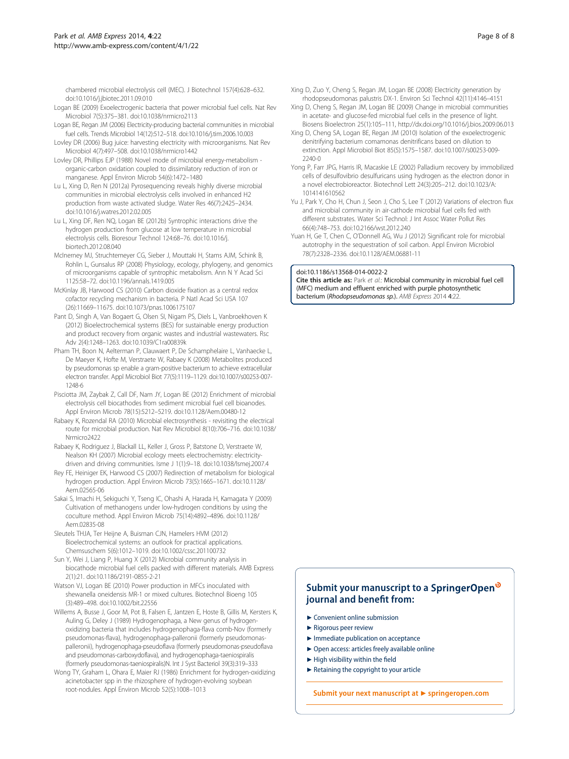chambered microbial electrolysis cell (MEC). J Biotechnol 157(4):628–632. doi:10.1016/j.jbiotec.2011.09.010

Logan BE (2009) Exoelectrogenic bacteria that power microbial fuel cells. Nat Rev Microbiol 7(5):375–381. doi:10.1038/nrmicro2113

Logan BE, Regan JM (2006) Electricity-producing bacterial communities in microbial fuel cells. Trends Microbiol 14(12):512–518. doi:10.1016/j.tim.2006.10.003

Lovley DR (2006) Bug juice: harvesting electricity with microorganisms. Nat Rev Microbiol 4(7):497–508. doi:10.1038/nrmicro1442

Lovley DR, Phillips EJP (1988) Novel mode of microbial energy-metabolism - organic-carbon oxidation coupled to dissimilatory reduction of iron or manganese. Appl Environ Microb 54(6):1472–1480

Lu L, Xing D, Ren N (2012a) Pyrosequencing reveals highly diverse microbial communities in microbial electrolysis cells involved in enhanced H2 production from waste activated sludge. Water Res 46(7):2425–2434. doi:10.1016/j.watres.2012.02.005

Lu L, Xing DF, Ren NQ, Logan BE (2012b) Syntrophic interactions drive the hydrogen production from glucose at low temperature in microbial electrolysis cells. Bioresour Technol 124:68–76. doi:10.1016/j.biortech.2012.08.040

McInerney MJ, Struchtemeyer CG, Sieber J, Mouttaki H, Stams AJM, Schink B, Rohlin L, Gunsalus RP (2008) Physiology, ecology, phylogeny, and genomics of microorganisms capable of syntrophic metabolism. Ann N Y Acad Sci 1125:58–72. doi:10.1196/annals.1419.005

McKinlay JB, Harwood CS (2010) Carbon dioxide fixation as a central redox cofactor recycling mechanism in bacteria. P Natl Acad Sci USA 107 (26):11669–11675. doi:10.1073/pnas.1006175107

Pant D, Singh A, Van Bogaert G, Olsen SI, Nigam PS, Diels L, Vanbroekhoven K (2012) Bioelectrochemical systems (BES) for sustainable energy production and product recovery from organic wastes and industrial wastewaters. Rsc Adv 2(4):1248–1263. doi:10.1039/C1ra00839k

Pham TH, Boon N, Aelterman P, Clauwaert P, De Schamphelaire L, Vanhaecke L, De Maeyer K, Hofte M, Verstraete W, Rabaey K (2008) Metabolites produced by pseudomonas sp enable a gram-positive bacterium to achieve extracellular electron transfer. Appl Microbiol Biot 77(5):1119–1129. doi:10.1007/s00253-007-1248-6

Pisciotta JM, Zaybak Z, Call DF, Nam JY, Logan BE (2012) Enrichment of microbial electrolysis cell biocathodes from sediment microbial fuel cell bioanodes. Appl Environ Microb 78(15):5212–5219. doi:10.1128/Aem.00480-12

Rabaey K, Rozendal RA (2010) Microbial electrosynthesis - revisiting the electrical route for microbial production. Nat Rev Microbiol 8(10):706–716. doi:10.1038/Nrmicro2422

Rabaey K, Rodriguez J, Blackall LL, Keller J, Gross P, Batstone D, Verstraete W, Nealson KH (2007) Microbial ecology meets electrochemistry: electricity-driven and driving communities. Isme J 1(1):9–18. doi:10.1038/Ismej.2007.4

Rey FE, Heiniger EK, Harwood CS (2007) Redirection of metabolism for biological hydrogen production. Appl Environ Microb 73(5):1665–1671. doi:10.1128/Aem.02565-06

Sakai S, Imachi H, Sekiguchi Y, Tseng IC, Ohashi A, Harada H, Kamagata Y (2009) Cultivation of methanogens under low-hydrogen conditions by using the coculture method. Appl Environ Microb 75(14):4892–4896. doi:10.1128/Aem.02835-08

Sleutels THJA, Ter Heijne A, Buisman CJN, Hamelers HVM (2012) Bioelectrochemical systems: an outlook for practical applications. Chemsuschem 5(6):1012–1019. doi:10.1002/cssc.201100732

Sun Y, Wei J, Liang P, Huang X (2012) Microbial community analysis in biocathode microbial fuel cells packed with different materials. AMB Express 2(1):21. doi:10.1186/2191-0855-2-21

Watson VJ, Logan BE (2010) Power production in MFCs inoculated with shewanella oneidensis MR-1 or mixed cultures. Biotechnol Bioeng 105 (3):489–498. doi:10.1002/bit.22556

Willems A, Busse J, Goor M, Pot B, Falsen E, Jantzen E, Hoste B, Gillis M, Kersters K, Auling G, Deley J (1989) Hydrogenophaga, a New genus of hydrogen-oxidizing bacteria that includes hydrogenophaga-flava comb-Nov (formerly pseudomonas-flava), hydrogenophaga-palleronii (formerly pseudomonas-palleronii), hydrogenophaga-pseudoflava (formerly pseudomonas-pseudoflava and pseudomonas-carboxydoflava), and hydrogenophaga-taeniospiralis (formerly pseudomonas-taeniospiralis)N. Int J Syst Bacteriol 39(3):319–333

Wong TY, Graham L, Ohara E, Maier RJ (1986) Enrichment for hydrogen-oxidizing acinetobacter spp in the rhizosphere of hydrogen-evolving soybean root-nodules. Appl Environ Microb 52(5):1008–1013

Xing D, Zuo Y, Cheng S, Regan JM, Logan BE (2008) Electricity generation by rhodopseudomonas palustris DX-1. Environ Sci Technol 42(11):4146–4151

Xing D, Cheng S, Regan JM, Logan BE (2009) Change in microbial communities in acetate- and glucose-fed microbial fuel cells in the presence of light. Biosens Bioelectron 25(1):105–111, http://dx.doi.org/10.1016/j.bios.2009.06.013

Xing D, Cheng SA, Logan BE, Regan JM (2010) Isolation of the exoelectrogenic denitrifying bacterium comamonas denitrificans based on dilution to extinction. Appl Microbiol Biot 85(5):1575–1587. doi:10.1007/s00253-009-2240-0

Yong P, Farr JPG, Harris IR, Macaskie LE (2002) Palladium recovery by immobilized cells of desulfovibrio desulfuricans using hydrogen as the electron donor in a novel electrobioreactor. Biotechnol Lett 24(3):205–212. doi:10.1023/A:1014141610562

Yu J, Park Y, Cho H, Chun J, Seon J, Cho S, Lee T (2012) Variations of electron flux and microbial community in air-cathode microbial fuel cells fed with different substrates. Water Sci Technol: J Int Assoc Water Pollut Res 66(4):748–753. doi:10.2166/wst.2012.240

Yuan H, Ge T, Chen C, O'Donnell AG, Wu J (2012) Significant role for microbial autotrophy in the sequestration of soil carbon. Appl Environ Microbiol 78(7):2328–2336. doi:10.1128/AEM.06881-11

doi:10.1186/s13568-014-0022-2

**Cite this article as:** Park *et al.*: Microbial community in microbial fuel cell (MFC) medium and effluent enriched with purple photosynthetic bacterium (*Rhodopseudomonas sp.*). *AMB Express* 2014 **4**:22.

**Submit your manuscript to a SpringerOpen journal and benefit from:**

- ► Convenient online submission
- ► Rigorous peer review
- ► Immediate publication on acceptance
- ► Open access: articles freely available online
- ► High visibility within the field
- ► Retaining the copyright to your article

**Submit your next manuscript at ► springeropen.com**